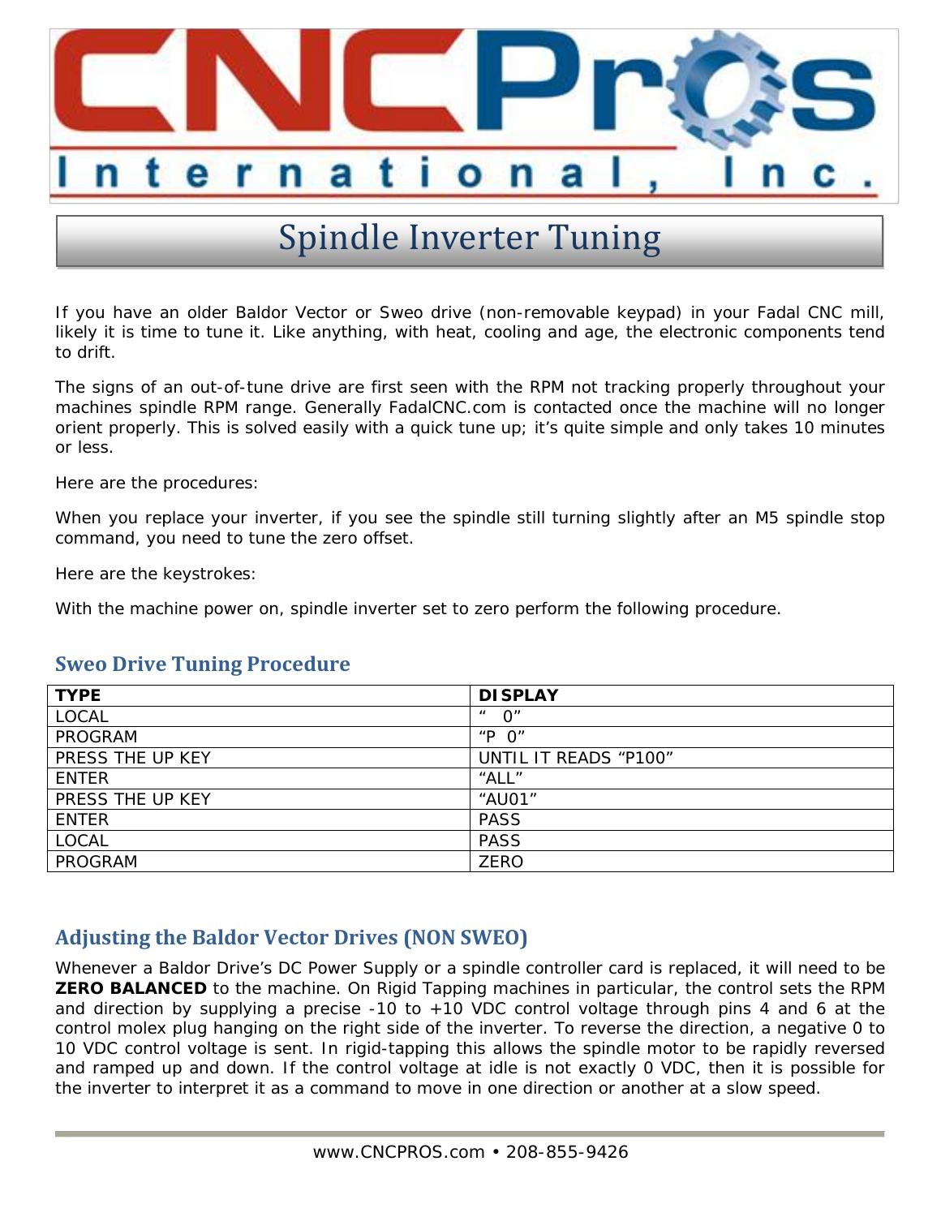# CNCPros International, Inc.

# Spindle Inverter Tuning

If you have an older Baldor Vector or Sweo drive (non-removable keypad) in your Fadal CNC mill, likely it is time to tune it. Like anything, with heat, cooling and age, the electronic components tend to drift.

The signs of an out-of-tune drive are first seen with the RPM not tracking properly throughout your machines spindle RPM range. Generally FadalCNC.com is contacted once the machine will no longer orient properly. This is solved easily with a quick tune up; it's quite simple and only takes 10 minutes or less.

Here are the procedures:

When you replace your inverter, if you see the spindle still turning slightly after an M5 spindle stop command, you need to tune the zero offset.

Here are the keystrokes:

With the machine power on, spindle inverter set to zero perform the following procedure.

## Sweo Drive Tuning Procedure

| TYPE | DISPLAY |
|---|---|
| LOCAL | "   0" |
| PROGRAM | "P 0" |
| PRESS THE UP KEY | UNTIL IT READS "P100" |
| ENTER | "ALL" |
| PRESS THE UP KEY | "AU01" |
| ENTER | PASS |
| LOCAL | PASS |
| PROGRAM | ZERO |

## Adjusting the Baldor Vector Drives (NON SWEO)

Whenever a Baldor Drive's DC Power Supply or a spindle controller card is replaced, it will need to be **ZERO BALANCED** to the machine. On Rigid Tapping machines in particular, the control sets the RPM and direction by supplying a precise -10 to +10 VDC control voltage through pins 4 and 6 at the control molex plug hanging on the right side of the inverter. To reverse the direction, a negative 0 to 10 VDC control voltage is sent. In rigid-tapping this allows the spindle motor to be rapidly reversed and ramped up and down. If the control voltage at idle is not exactly 0 VDC, then it is possible for the inverter to interpret it as a command to move in one direction or another at a slow speed.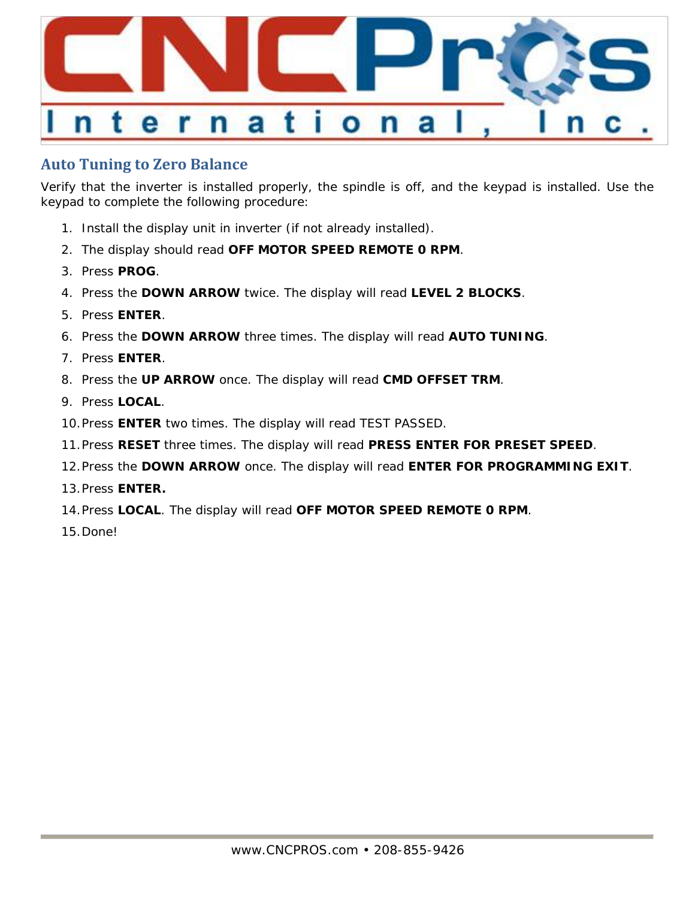## Auto Tuning to Zero Balance

Verify that the inverter is installed properly, the spindle is off, and the keypad is installed. Use the keypad to complete the following procedure:

1. Install the display unit in inverter (if not already installed).
2. The display should read **OFF MOTOR SPEED REMOTE 0 RPM**.
3. Press **PROG**.
4. Press the **DOWN ARROW** twice. The display will read **LEVEL 2 BLOCKS**.
5. Press **ENTER**.
6. Press the **DOWN ARROW** three times. The display will read **AUTO TUNING**.
7. Press **ENTER**.
8. Press the **UP ARROW** once. The display will read **CMD OFFSET TRM**.
9. Press **LOCAL**.
10. Press **ENTER** two times. The display will read TEST PASSED.
11. Press **RESET** three times. The display will read **PRESS ENTER FOR PRESET SPEED**.
12. Press the **DOWN ARROW** once. The display will read **ENTER FOR PROGRAMMING EXIT**.
13. Press **ENTER.**
14. Press **LOCAL**. The display will read **OFF MOTOR SPEED REMOTE 0 RPM**.
15. Done!